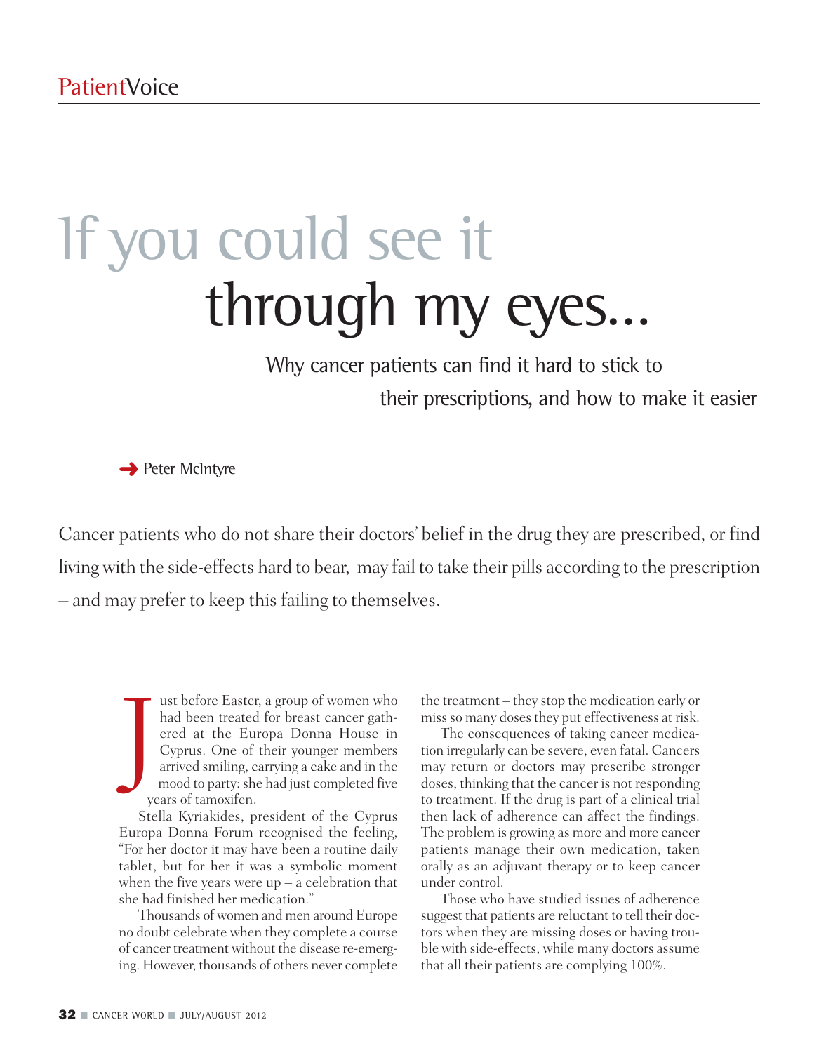# If you could see it through my eyes...

## Why cancer patients can find it hard to stick to their prescriptions, and how to make it easier

➜ Peter McIntyre

Cancer patients who do not share their doctors' belief in the drug they are prescribed, or find living with the side-effects hard to bear, may fail to take their pills according to the prescription – and may prefer to keep this failing to themselves.

Just before Easter, a group of women who had been treated for breast cancer gathered at the Europa Donna House in Cyprus. One of their younger members arrived smiling, carrying a cake and in the mood to party: she had just completed five years of tamoxifen.

Stella Kyriakides, president of the Cyprus Europa Donna Forum recognised the feeling, "For her doctor it may have been a routine daily tablet, but for her it was a symbolic moment when the five years were up – a celebration that she had finished her medication."

Thousands of women and men around Europe no doubt celebrate when they complete a course of cancer treatment without the disease re-emerging. However, thousands of others never complete the treatment – they stop the medication early or miss so many doses they put effectiveness at risk.

The consequences of taking cancer medication irregularly can be severe, even fatal. Cancers may return or doctors may prescribe stronger doses, thinking that the cancer is not responding to treatment. If the drug is part of a clinical trial then lack of adherence can affect the findings. The problem is growing as more and more cancer patients manage their own medication, taken orally as an adjuvant therapy or to keep cancer under control.

Those who have studied issues of adherence suggest that patients are reluctant to tell their doctors when they are missing doses or having trouble with side-effects, while many doctors assume that all their patients are complying 100%.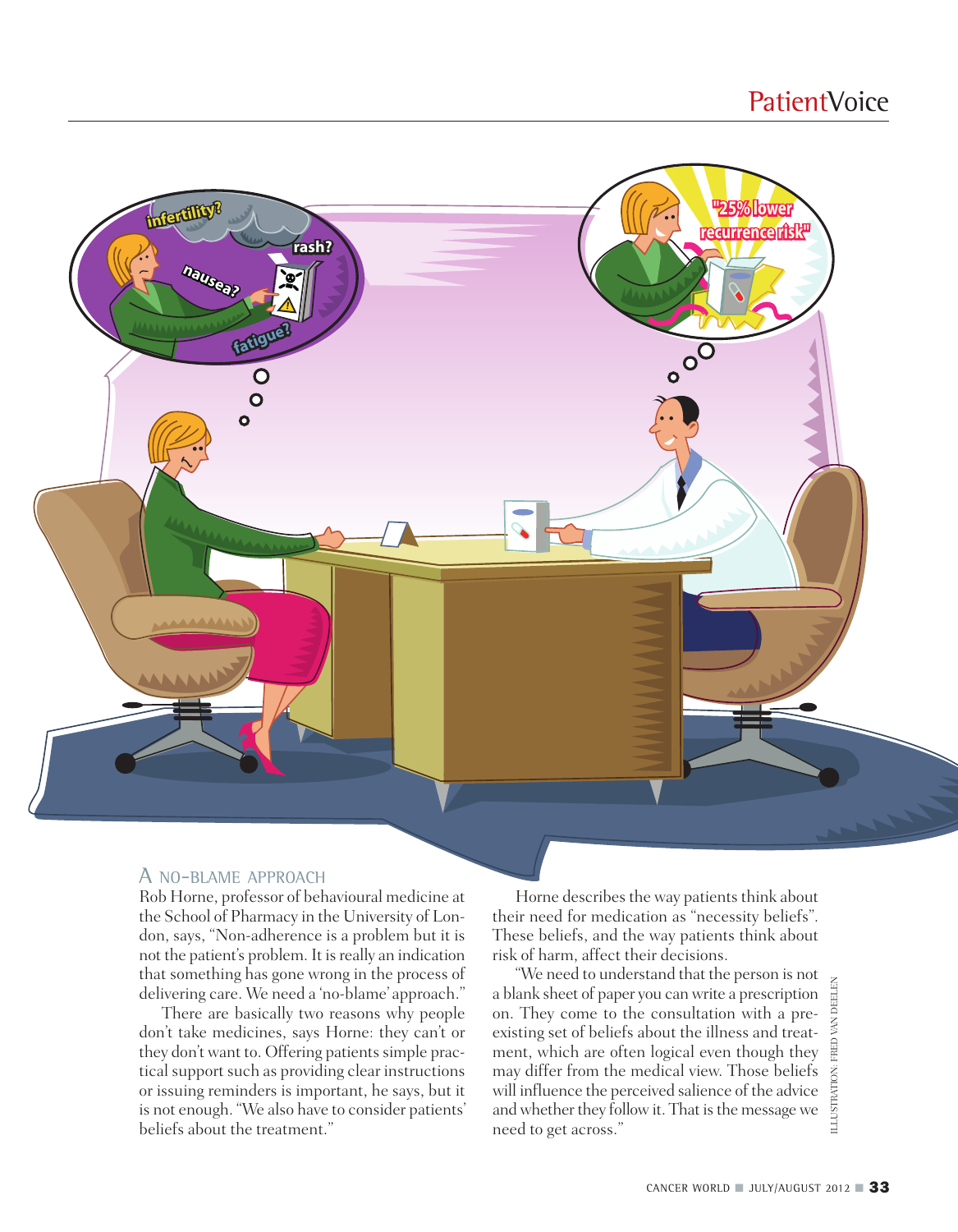## A NO-BLAME APPROACH

Rob Horne, professor of behavioural medicine at the School of Pharmacy in the University of London, says, "Non-adherence is a problem but it is not the patient's problem. It is really an indication that something has gone wrong in the process of delivering care. We need a 'no-blame' approach."

There are basically two reasons why people don't take medicines, says Horne: they can't or they don't want to. Offering patients simple practical support such as providing clear instructions or issuing reminders is important, he says, but it is not enough. "We also have to consider patients' beliefs about the treatment."

Horne describes the way patients think about their need for medication as "necessity beliefs". These beliefs, and the way patients think about risk of harm, affect their decisions.

"We need to understand that the person is not a blank sheet of paper you can write a prescription on. They come to the consultation with a pre-existing set of beliefs about the illness and treatment, which are often logical even though they may differ from the medical view. Those beliefs will influence the perceived salience of the advice and whether they follow it. That is the message we need to get across."

ILLUSTRATION: FRED VAN DEELEN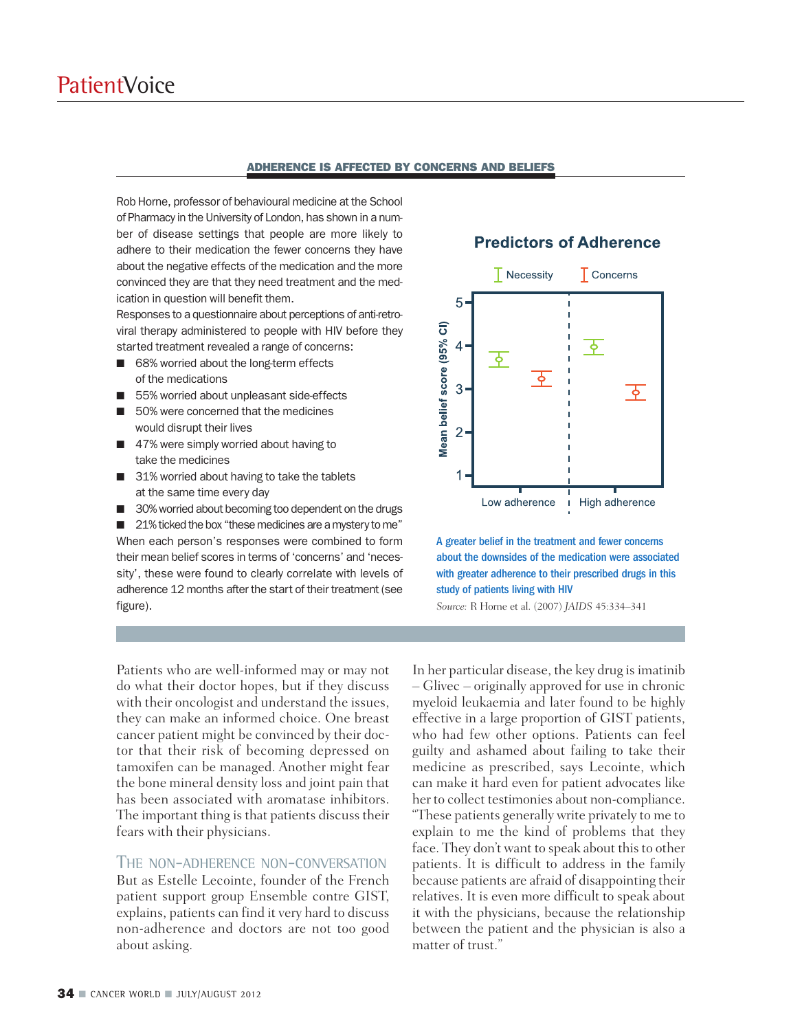## ADHERENCE IS AFFECTED BY CONCERNS AND BELIEFS

Rob Horne, professor of behavioural medicine at the School of Pharmacy in the University of London, has shown in a number of disease settings that people are more likely to adhere to their medication the fewer concerns they have about the negative effects of the medication and the more convinced they are that they need treatment and the medication in question will benefit them.

Responses to a questionnaire about perceptions of anti-retroviral therapy administered to people with HIV before they started treatment revealed a range of concerns:

- 68% worried about the long-term effects of the medications
- 55% worried about unpleasant side-effects
- 50% were concerned that the medicines would disrupt their lives
- 47% were simply worried about having to take the medicines
- 31% worried about having to take the tablets at the same time every day
- 30% worried about becoming too dependent on the drugs
- 21% ticked the box "these medicines are a mystery to me"

When each person's responses were combined to form their mean belief scores in terms of 'concerns' and 'necessity', these were found to clearly correlate with levels of adherence 12 months after the start of their treatment (see figure).

**Predictors of Adherence**

A greater belief in the treatment and fewer concerns about the downsides of the medication were associated with greater adherence to their prescribed drugs in this study of patients living with HIV

*Source:* R Horne et al. (2007) *JAIDS* 45:334–341

Patients who are well-informed may or may not do what their doctor hopes, but if they discuss with their oncologist and understand the issues, they can make an informed choice. One breast cancer patient might be convinced by their doctor that their risk of becoming depressed on tamoxifen can be managed. Another might fear the bone mineral density loss and joint pain that has been associated with aromatase inhibitors. The important thing is that patients discuss their fears with their physicians.

### The non-adherence non-conversation

But as Estelle Lecointe, founder of the French patient support group Ensemble contre GIST, explains, patients can find it very hard to discuss non-adherence and doctors are not too good about asking.

In her particular disease, the key drug is imatinib – Glivec – originally approved for use in chronic myeloid leukaemia and later found to be highly effective in a large proportion of GIST patients, who had few other options. Patients can feel guilty and ashamed about failing to take their medicine as prescribed, says Lecointe, which can make it hard even for patient advocates like her to collect testimonies about non-compliance. "These patients generally write privately to me to explain to me the kind of problems that they face. They don't want to speak about this to other patients. It is difficult to address in the family because patients are afraid of disappointing their relatives. It is even more difficult to speak about it with the physicians, because the relationship between the patient and the physician is also a matter of trust."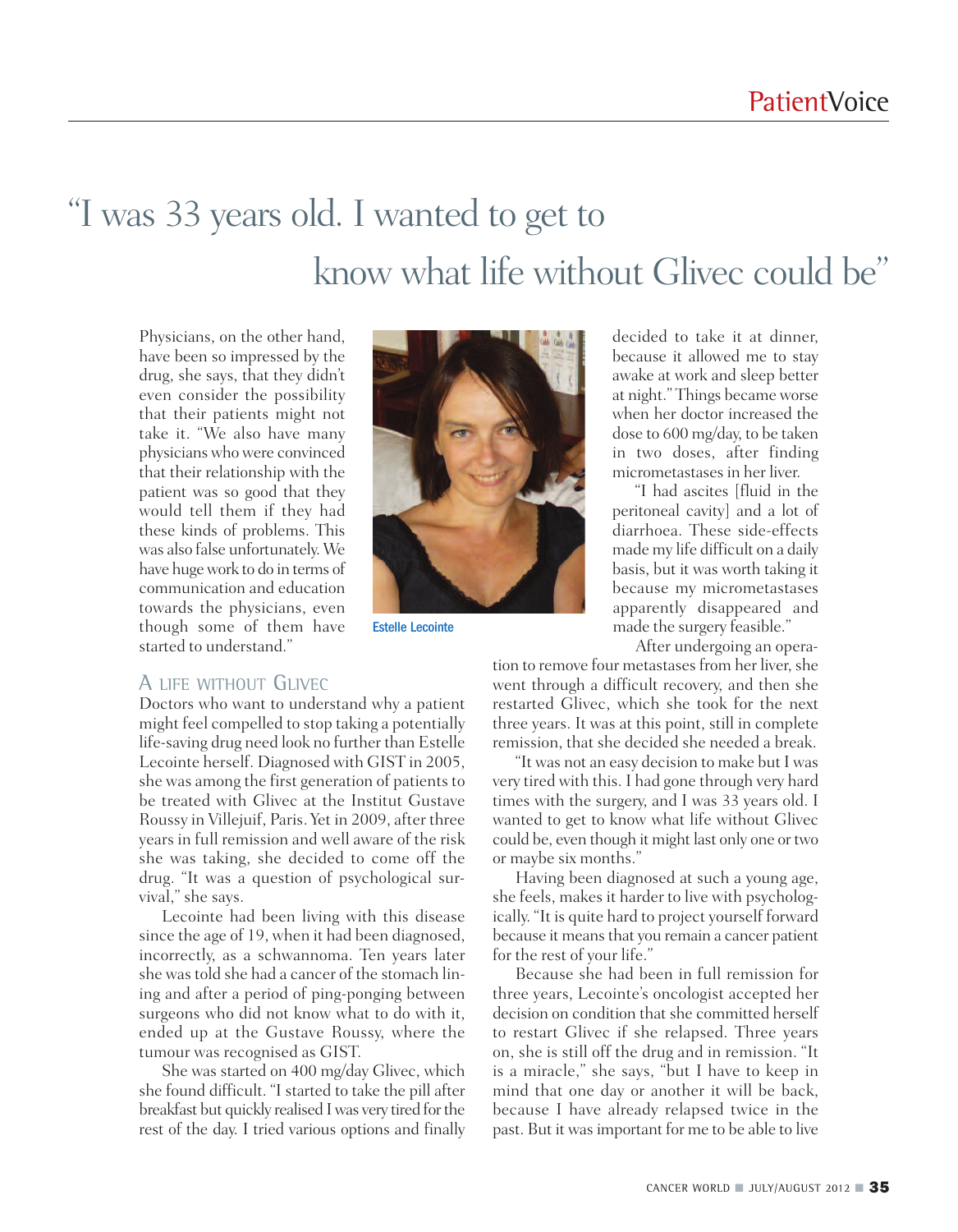# "I was 33 years old. I wanted to get to know what life without Glivec could be"

Physicians, on the other hand, have been so impressed by the drug, she says, that they didn't even consider the possibility that their patients might not take it. "We also have many physicians who were convinced that their relationship with the patient was so good that they would tell them if they had these kinds of problems. This was also false unfortunately. We have huge work to do in terms of communication and education towards the physicians, even though some of them have started to understand."

Estelle Lecointe

## A life without Glivec

Doctors who want to understand why a patient might feel compelled to stop taking a potentially life-saving drug need look no further than Estelle Lecointe herself. Diagnosed with GIST in 2005, she was among the first generation of patients to be treated with Glivec at the Institut Gustave Roussy in Villejuif, Paris. Yet in 2009, after three years in full remission and well aware of the risk she was taking, she decided to come off the drug. "It was a question of psychological survival," she says.

Lecointe had been living with this disease since the age of 19, when it had been diagnosed, incorrectly, as a schwannoma. Ten years later she was told she had a cancer of the stomach lining and after a period of ping-ponging between surgeons who did not know what to do with it, ended up at the Gustave Roussy, where the tumour was recognised as GIST.

She was started on 400 mg/day Glivec, which she found difficult. "I started to take the pill after breakfast but quickly realised I was very tired for the rest of the day. I tried various options and finally decided to take it at dinner, because it allowed me to stay awake at work and sleep better at night." Things became worse when her doctor increased the dose to 600 mg/day, to be taken in two doses, after finding micrometastases in her liver.

"I had ascites [fluid in the peritoneal cavity] and a lot of diarrhoea. These side-effects made my life difficult on a daily basis, but it was worth taking it because my micrometastases apparently disappeared and made the surgery feasible."

After undergoing an operation to remove four metastases from her liver, she went through a difficult recovery, and then she restarted Glivec, which she took for the next three years. It was at this point, still in complete remission, that she decided she needed a break.

"It was not an easy decision to make but I was very tired with this. I had gone through very hard times with the surgery, and I was 33 years old. I wanted to get to know what life without Glivec could be, even though it might last only one or two or maybe six months."

Having been diagnosed at such a young age, she feels, makes it harder to live with psychologically. "It is quite hard to project yourself forward because it means that you remain a cancer patient for the rest of your life."

Because she had been in full remission for three years, Lecointe's oncologist accepted her decision on condition that she committed herself to restart Glivec if she relapsed. Three years on, she is still off the drug and in remission. "It is a miracle," she says, "but I have to keep in mind that one day or another it will be back, because I have already relapsed twice in the past. But it was important for me to be able to live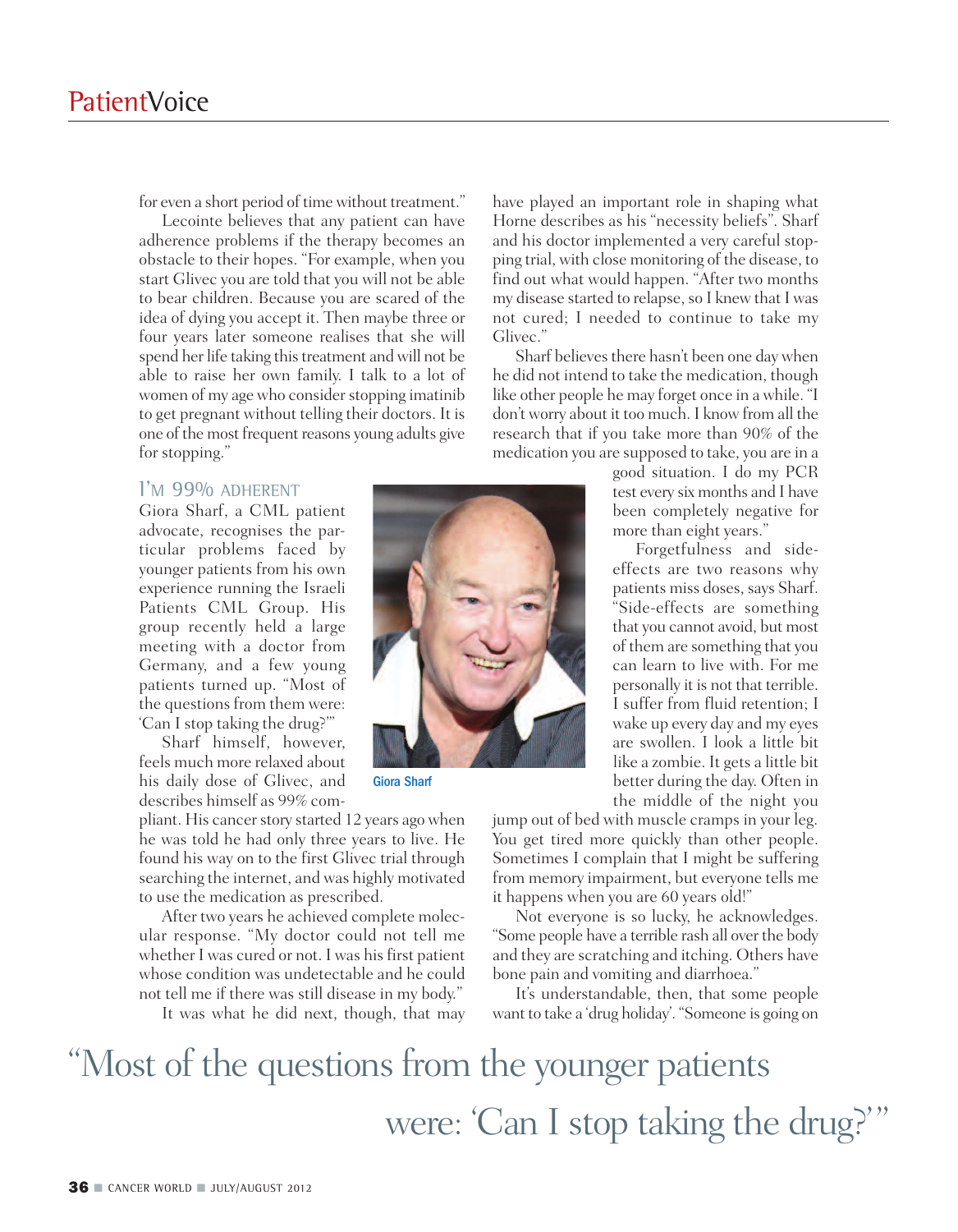for even a short period of time without treatment."

Lecointe believes that any patient can have adherence problems if the therapy becomes an obstacle to their hopes. "For example, when you start Glivec you are told that you will not be able to bear children. Because you are scared of the idea of dying you accept it. Then maybe three or four years later someone realises that she will spend her life taking this treatment and will not be able to raise her own family. I talk to a lot of women of my age who consider stopping imatinib to get pregnant without telling their doctors. It is one of the most frequent reasons young adults give for stopping."

### I'M 99% ADHERENT

Giora Sharf, a CML patient advocate, recognises the particular problems faced by younger patients from his own experience running the Israeli Patients CML Group. His group recently held a large meeting with a doctor from Germany, and a few young patients turned up. "Most of the questions from them were: 'Can I stop taking the drug?'"

Sharf himself, however, feels much more relaxed about his daily dose of Glivec, and describes himself as 99% compliant. His cancer story started 12 years ago when he was told he had only three years to live. He found his way on to the first Glivec trial through searching the internet, and was highly motivated to use the medication as prescribed.

Giora Sharf

After two years he achieved complete molecular response. "My doctor could not tell me whether I was cured or not. I was his first patient whose condition was undetectable and he could not tell me if there was still disease in my body."

It was what he did next, though, that may have played an important role in shaping what Horne describes as his "necessity beliefs". Sharf and his doctor implemented a very careful stopping trial, with close monitoring of the disease, to find out what would happen. "After two months my disease started to relapse, so I knew that I was not cured; I needed to continue to take my Glivec."

Sharf believes there hasn't been one day when he did not intend to take the medication, though like other people he may forget once in a while. "I don't worry about it too much. I know from all the research that if you take more than 90% of the medication you are supposed to take, you are in a good situation. I do my PCR test every six months and I have been completely negative for more than eight years."

Forgetfulness and side-effects are two reasons why patients miss doses, says Sharf. "Side-effects are something that you cannot avoid, but most of them are something that you can learn to live with. For me personally it is not that terrible. I suffer from fluid retention; I wake up every day and my eyes are swollen. I look a little bit like a zombie. It gets a little bit better during the day. Often in the middle of the night you jump out of bed with muscle cramps in your leg. You get tired more quickly than other people. Sometimes I complain that I might be suffering from memory impairment, but everyone tells me it happens when you are 60 years old!"

Not everyone is so lucky, he acknowledges. "Some people have a terrible rash all over the body and they are scratching and itching. Others have bone pain and vomiting and diarrhoea."

It's understandable, then, that some people want to take a 'drug holiday'. "Someone is going on

> "Most of the questions from the younger patients were: 'Can I stop taking the drug?'"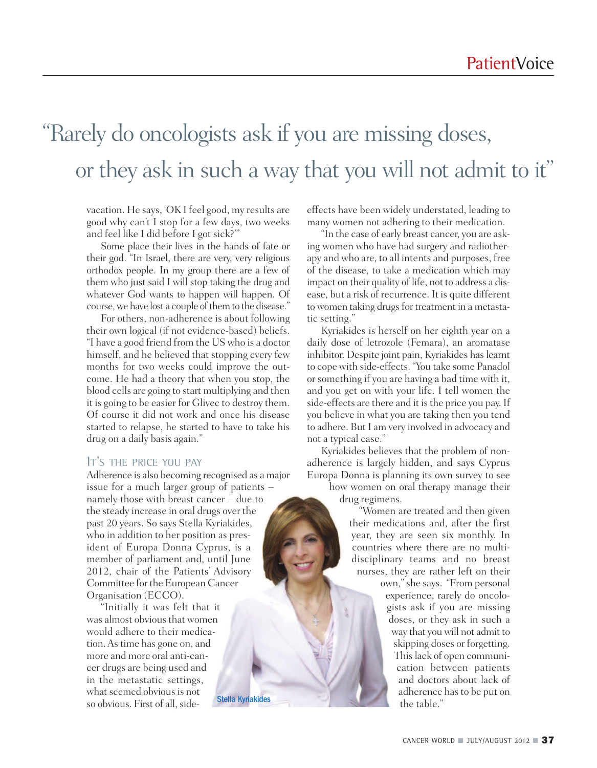# "Rarely do oncologists ask if you are missing doses, or they ask in such a way that you will not admit to it"

vacation. He says, 'OK I feel good, my results are good why can't I stop for a few days, two weeks and feel like I did before I got sick?'"

Some place their lives in the hands of fate or their god. "In Israel, there are very, very religious orthodox people. In my group there are a few of them who just said I will stop taking the drug and whatever God wants to happen will happen. Of course, we have lost a couple of them to the disease."

For others, non-adherence is about following their own logical (if not evidence-based) beliefs. "I have a good friend from the US who is a doctor himself, and he believed that stopping every few months for two weeks could improve the outcome. He had a theory that when you stop, the blood cells are going to start multiplying and then it is going to be easier for Glivec to destroy them. Of course it did not work and once his disease started to relapse, he started to have to take his drug on a daily basis again."

## It's the price you pay

Adherence is also becoming recognised as a major issue for a much larger group of patients – namely those with breast cancer – due to the steady increase in oral drugs over the past 20 years. So says Stella Kyriakides, who in addition to her position as president of Europa Donna Cyprus, is a member of parliament and, until June 2012, chair of the Patients' Advisory Committee for the European Cancer Organisation (ECCO).

"Initially it was felt that it was almost obvious that women would adhere to their medication. As time has gone on, and more and more oral anti-cancer drugs are being used and in the metastatic settings, what seemed obvious is not so obvious. First of all, side-effects have been widely understated, leading to many women not adhering to their medication.

"In the case of early breast cancer, you are asking women who have had surgery and radiotherapy and who are, to all intents and purposes, free of the disease, to take a medication which may impact on their quality of life, not to address a disease, but a risk of recurrence. It is quite different to women taking drugs for treatment in a metastatic setting."

Kyriakides is herself on her eighth year on a daily dose of letrozole (Femara), an aromatase inhibitor. Despite joint pain, Kyriakides has learnt to cope with side-effects. "You take some Panadol or something if you are having a bad time with it, and you get on with your life. I tell women the side-effects are there and it is the price you pay. If you believe in what you are taking then you tend to adhere. But I am very involved in advocacy and not a typical case."

Kyriakides believes that the problem of non-adherence is largely hidden, and says Cyprus Europa Donna is planning its own survey to see how women on oral therapy manage their drug regimens.

"Women are treated and then given their medications and, after the first year, they are seen six monthly. In countries where there are no multidisciplinary teams and no breast nurses, they are rather left on their own," she says. "From personal experience, rarely do oncologists ask if you are missing doses, or they ask in such a way that you will not admit to skipping doses or forgetting. This lack of open communication between patients and doctors about lack of adherence has to be put on the table."

Stella Kyriakides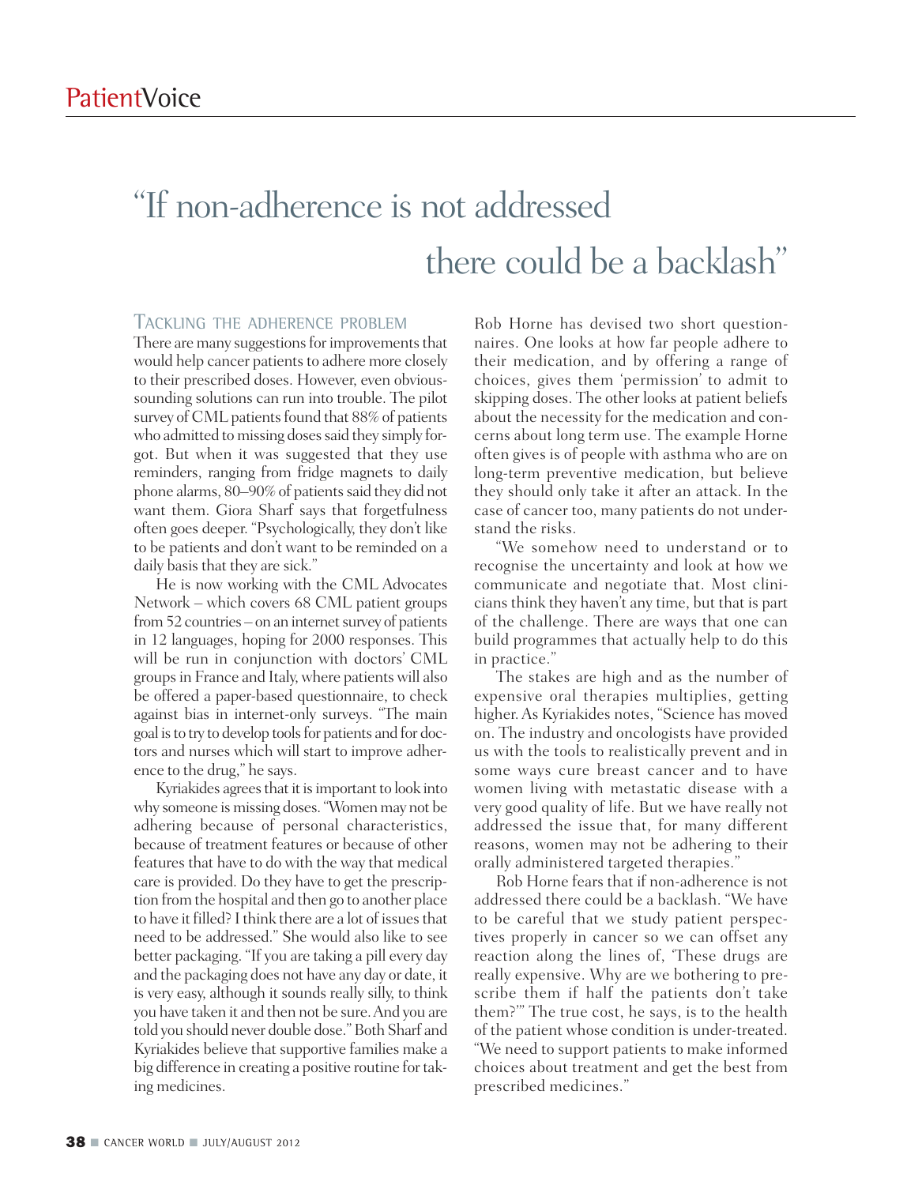# "If non-adherence is not addressed there could be a backlash"

## Tackling the adherence problem

There are many suggestions for improvements that would help cancer patients to adhere more closely to their prescribed doses. However, even obvious-sounding solutions can run into trouble. The pilot survey of CML patients found that 88% of patients who admitted to missing doses said they simply forgot. But when it was suggested that they use reminders, ranging from fridge magnets to daily phone alarms, 80–90% of patients said they did not want them. Giora Sharf says that forgetfulness often goes deeper. "Psychologically, they don't like to be patients and don't want to be reminded on a daily basis that they are sick."

He is now working with the CML Advocates Network – which covers 68 CML patient groups from 52 countries – on an internet survey of patients in 12 languages, hoping for 2000 responses. This will be run in conjunction with doctors' CML groups in France and Italy, where patients will also be offered a paper-based questionnaire, to check against bias in internet-only surveys. "The main goal is to try to develop tools for patients and for doctors and nurses which will start to improve adherence to the drug," he says.

Kyriakides agrees that it is important to look into why someone is missing doses. "Women may not be adhering because of personal characteristics, because of treatment features or because of other features that have to do with the way that medical care is provided. Do they have to get the prescription from the hospital and then go to another place to have it filled? I think there are a lot of issues that need to be addressed." She would also like to see better packaging. "If you are taking a pill every day and the packaging does not have any day or date, it is very easy, although it sounds really silly, to think you have taken it and then not be sure. And you are told you should never double dose." Both Sharf and Kyriakides believe that supportive families make a big difference in creating a positive routine for taking medicines.

Rob Horne has devised two short questionnaires. One looks at how far people adhere to their medication, and by offering a range of choices, gives them 'permission' to admit to skipping doses. The other looks at patient beliefs about the necessity for the medication and concerns about long term use. The example Horne often gives is of people with asthma who are on long-term preventive medication, but believe they should only take it after an attack. In the case of cancer too, many patients do not understand the risks.

"We somehow need to understand or to recognise the uncertainty and look at how we communicate and negotiate that. Most clinicians think they haven't any time, but that is part of the challenge. There are ways that one can build programmes that actually help to do this in practice."

The stakes are high and as the number of expensive oral therapies multiplies, getting higher. As Kyriakides notes, "Science has moved on. The industry and oncologists have provided us with the tools to realistically prevent and in some ways cure breast cancer and to have women living with metastatic disease with a very good quality of life. But we have really not addressed the issue that, for many different reasons, women may not be adhering to their orally administered targeted therapies."

Rob Horne fears that if non-adherence is not addressed there could be a backlash. "We have to be careful that we study patient perspectives properly in cancer so we can offset any reaction along the lines of, 'These drugs are really expensive. Why are we bothering to prescribe them if half the patients don't take them?'" The true cost, he says, is to the health of the patient whose condition is under-treated. "We need to support patients to make informed choices about treatment and get the best from prescribed medicines."